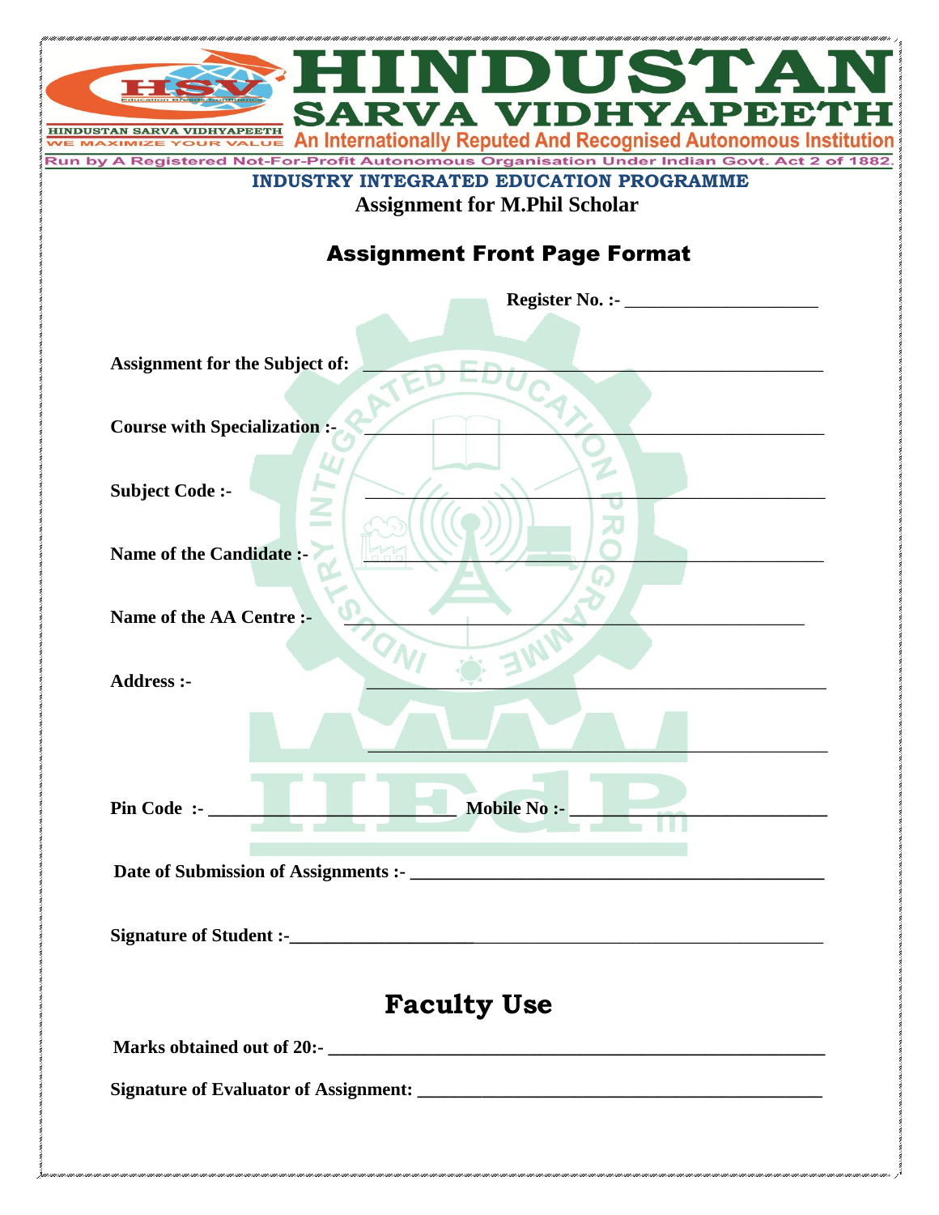# HINDUSTAN SARVA VIDHYAPEETH

HINDUSTAN SARVA VIDHYAPEETH
WE MAXIMIZE YOUR VALUE

An Internationally Reputed And Recognised Autonomous Institution

Run by A Registered Not-For-Profit Autonomous Organisation Under Indian Govt. Act 2 of 1882.

**INDUSTRY INTEGRATED EDUCATION PROGRAMME**

**Assignment for M.Phil Scholar**

## Assignment Front Page Format

**Register No. :-** ____________________

**Assignment for the Subject of:** ________________________________________

**Course with Specialization :-** ________________________________________

**Subject Code :-** ________________________________________

**Name of the Candidate :-** ________________________________________

**Name of the AA Centre :-** ________________________________________

**Address :-** ________________________________________

________________________________________

**Pin Code :-** ______________________ **Mobile No :-** ______________________

**Date of Submission of Assignments :-** ________________________________________

**Signature of Student :-** ________________________________________

## Faculty Use

**Marks obtained out of 20:-** ________________________________________

**Signature of Evaluator of Assignment:** ________________________________________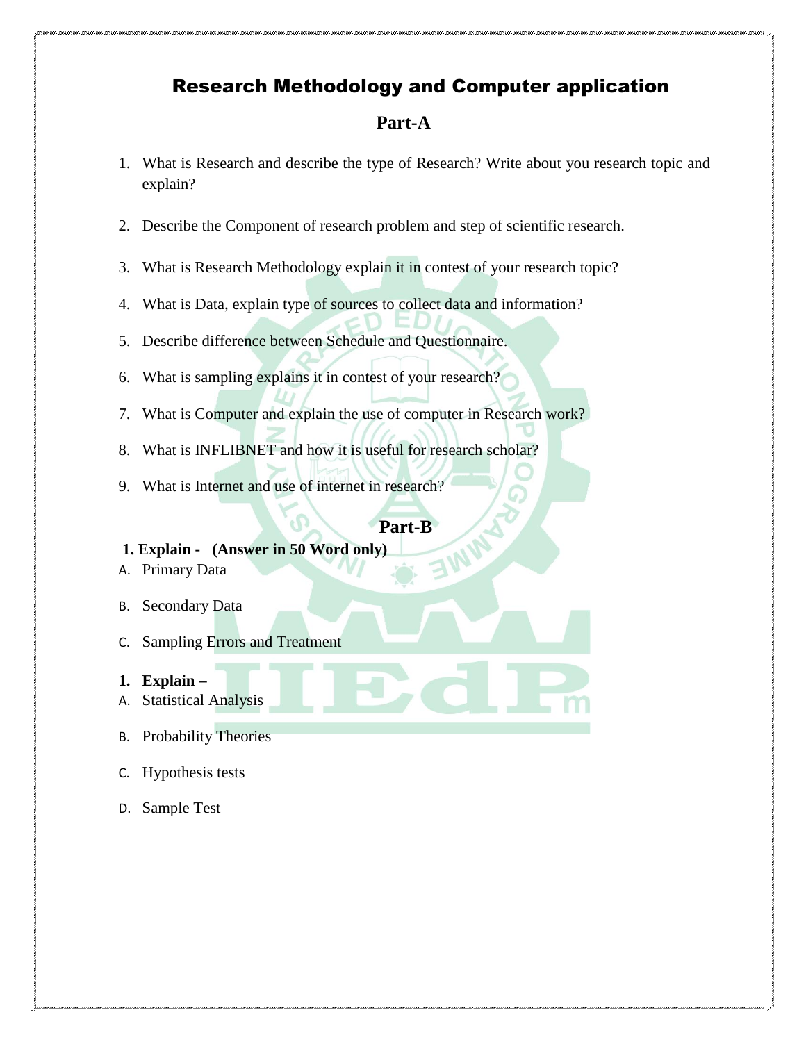# Research Methodology and Computer application

## Part-A

1. What is Research and describe the type of Research? Write about you research topic and explain?
2. Describe the Component of research problem and step of scientific research.
3. What is Research Methodology explain it in contest of your research topic?
4. What is Data, explain type of sources to collect data and information?
5. Describe difference between Schedule and Questionnaire.
6. What is sampling explains it in contest of your research?
7. What is Computer and explain the use of computer in Research work?
8. What is INFLIBNET and how it is useful for research scholar?
9. What is Internet and use of internet in research?

## Part-B

**1. Explain - (Answer in 50 Word only)**

A. Primary Data

B. Secondary Data

C. Sampling Errors and Treatment

**1. Explain –**

A. Statistical Analysis

B. Probability Theories

C. Hypothesis tests

D. Sample Test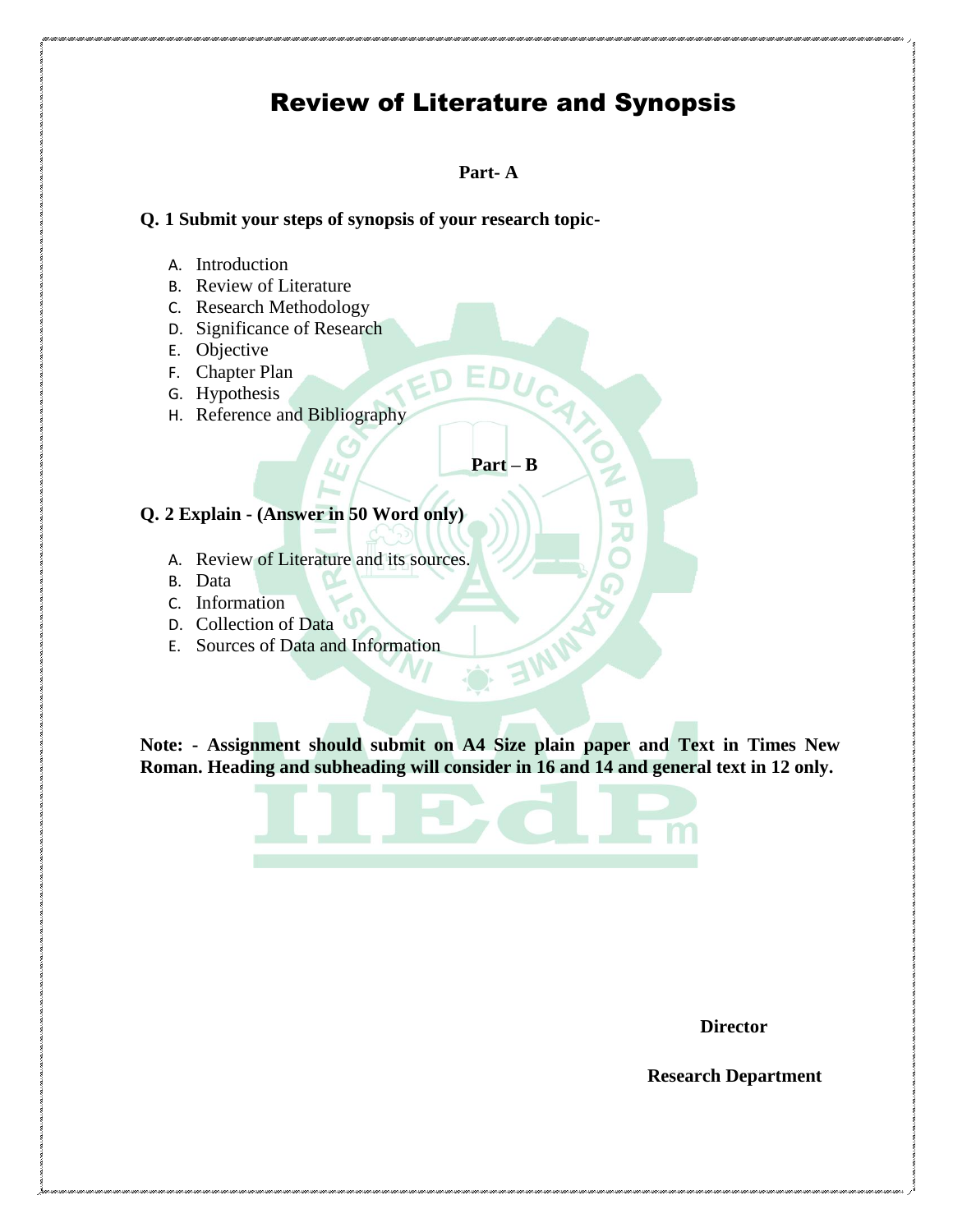# Review of Literature and Synopsis

**Part- A**

**Q. 1 Submit your steps of synopsis of your research topic-**

A. Introduction
B. Review of Literature
C. Research Methodology
D. Significance of Research
E. Objective
F. Chapter Plan
G. Hypothesis
H. Reference and Bibliography

**Part – B**

**Q. 2 Explain - (Answer in 50 Word only)**

A. Review of Literature and its sources.
B. Data
C. Information
D. Collection of Data
E. Sources of Data and Information

**Note: - Assignment should submit on A4 Size plain paper and Text in Times New Roman. Heading and subheading will consider in 16 and 14 and general text in 12 only.**

**Director**

**Research Department**